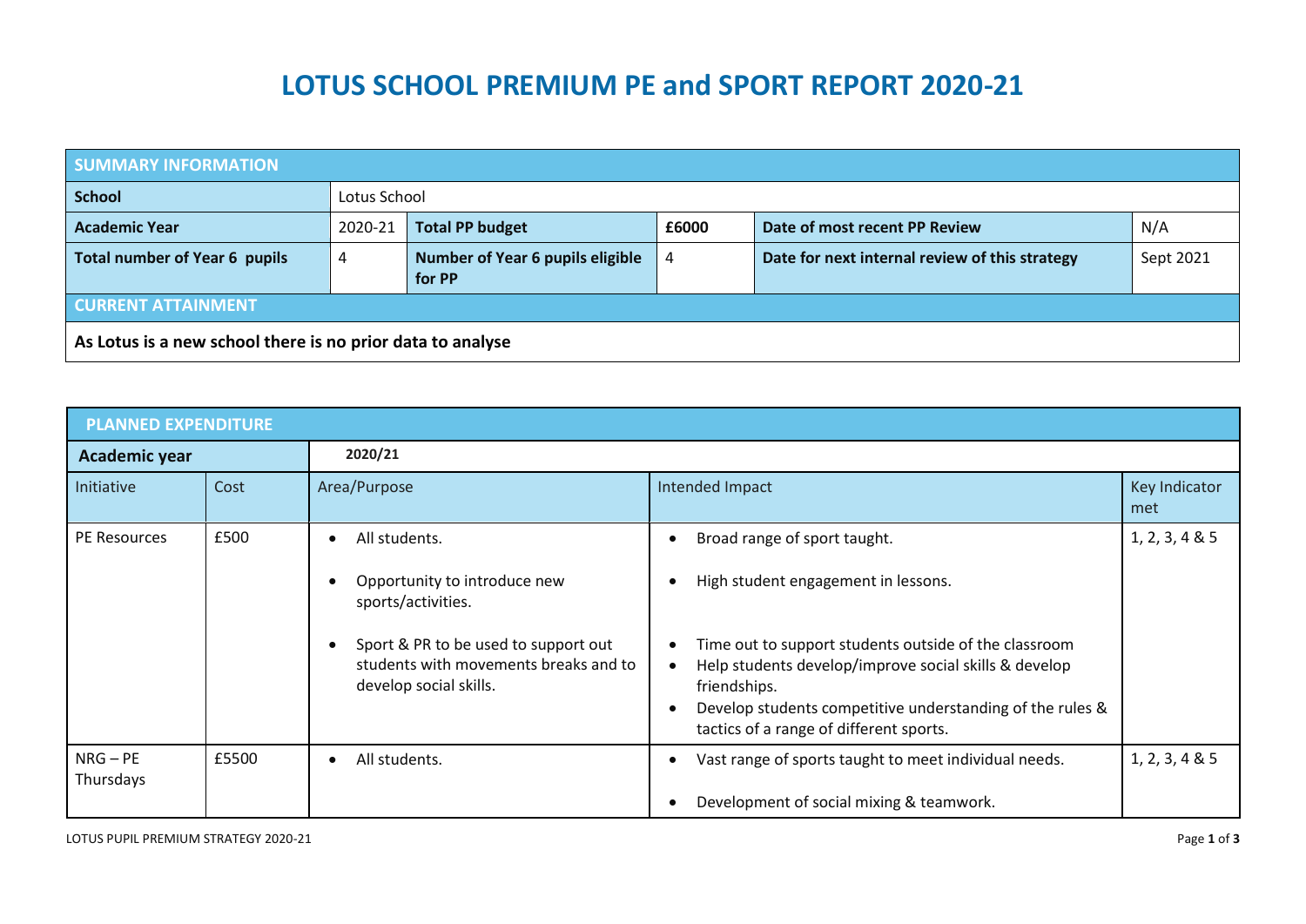# LOTUS SCHOOL PREMIUM PE and SPORT REPORT 2020-21

| SUMMARY INFORMATION | | | | | |
|---|---|---|---|---|---|
| **School** | Lotus School | | | | |
| **Academic Year** | 2020-21 | **Total PP budget** | **£6000** | **Date of most recent PP Review** | N/A |
| **Total number of Year 6 pupils** | 4 | **Number of Year 6 pupils eligible for PP** | 4 | **Date for next internal review of this strategy** | Sept 2021 |
| **CURRENT ATTAINMENT** | | | | | |
| **As Lotus is a new school there is no prior data to analyse** | | | | | |

| PLANNED EXPENDITURE | | | | |
|---|---|---|---|---|
| **Academic year** | | **2020/21** | | |
| Initiative | Cost | Area/Purpose | Intended Impact | Key Indicator met |
| PE Resources | £500 | • All students.<br>• Opportunity to introduce new sports/activities.<br>• Sport & PR to be used to support out students with movements breaks and to develop social skills. | • Broad range of sport taught.<br>• High student engagement in lessons.<br>• Time out to support students outside of the classroom<br>• Help students develop/improve social skills & develop friendships.<br>• Develop students competitive understanding of the rules & tactics of a range of different sports. | 1, 2, 3, 4 & 5 |
| NRG – PE Thursdays | £5500 | • All students. | • Vast range of sports taught to meet individual needs.<br>• Development of social mixing & teamwork. | 1, 2, 3, 4 & 5 |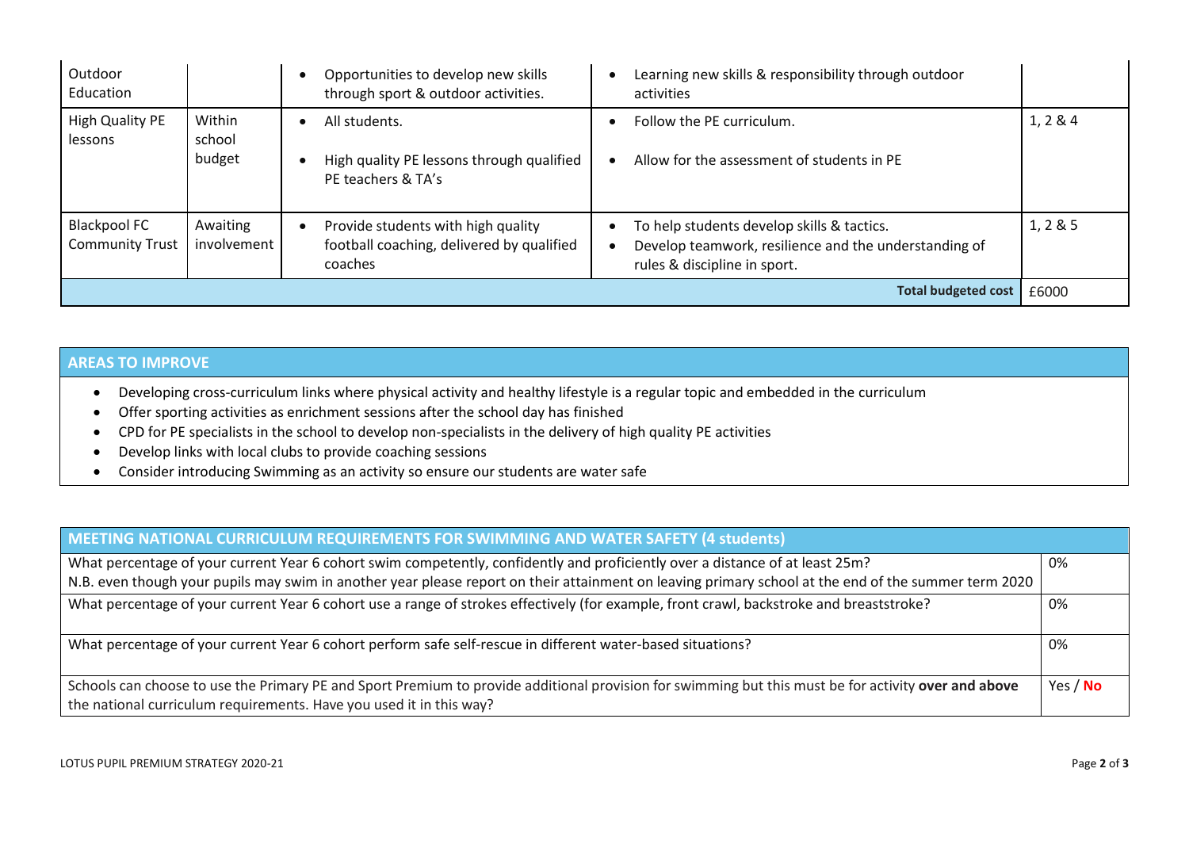| | | | | |
|---|---|---|---|---|
| Outdoor Education | | • Opportunities to develop new skills through sport & outdoor activities. | • Learning new skills & responsibility through outdoor activities | |
| High Quality PE lessons | Within school budget | • All students.<br>• High quality PE lessons through qualified PE teachers & TA's | • Follow the PE curriculum.<br>• Allow for the assessment of students in PE | 1, 2 & 4 |
| Blackpool FC Community Trust | Awaiting involvement | • Provide students with high quality football coaching, delivered by qualified coaches | • To help students develop skills & tactics.<br>• Develop teamwork, resilience and the understanding of rules & discipline in sport. | 1, 2 & 5 |
| | | | **Total budgeted cost** | £6000 |

## AREAS TO IMPROVE

- Developing cross-curriculum links where physical activity and healthy lifestyle is a regular topic and embedded in the curriculum
- Offer sporting activities as enrichment sessions after the school day has finished
- CPD for PE specialists in the school to develop non-specialists in the delivery of high quality PE activities
- Develop links with local clubs to provide coaching sessions
- Consider introducing Swimming as an activity so ensure our students are water safe

| MEETING NATIONAL CURRICULUM REQUIREMENTS FOR SWIMMING AND WATER SAFETY (4 students) | |
|---|---|
| What percentage of your current Year 6 cohort swim competently, confidently and proficiently over a distance of at least 25m?<br>N.B. even though your pupils may swim in another year please report on their attainment on leaving primary school at the end of the summer term 2020 | 0% |
| What percentage of your current Year 6 cohort use a range of strokes effectively (for example, front crawl, backstroke and breaststroke? | 0% |
| What percentage of your current Year 6 cohort perform safe self-rescue in different water-based situations? | 0% |
| Schools can choose to use the Primary PE and Sport Premium to provide additional provision for swimming but this must be for activity **over and above** the national curriculum requirements. Have you used it in this way? | Yes / **No** |